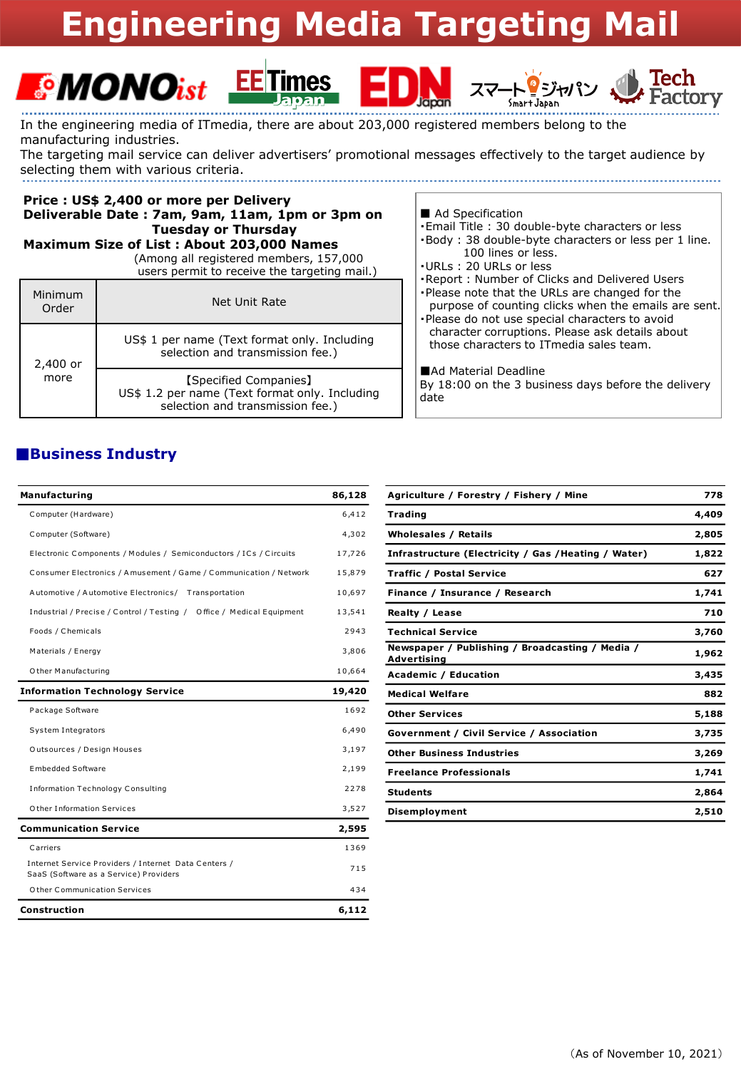# Engineering Media Targeting Mail

MONOist　EE Times Japan　EDN Japan　スマートジャパン Smart Japan　Tech Factory

In the engineering media of ITmedia, there are about 203,000 registered members belong to the manufacturing industries.
The targeting mail service can deliver advertisers' promotional messages effectively to the target audience by selecting them with various criteria.

**Price : US$ 2,400 or more per Delivery**
**Deliverable Date : 7am, 9am, 11am, 1pm or 3pm on Tuesday or Thursday**
**Maximum Size of List : About 203,000 Names**
(Among all registered members, 157,000 users permit to receive the targeting mail.)

| Minimum Order | Net Unit Rate |
|---|---|
| 2,400 or more | US$ 1 per name (Text format only. Including selection and transmission fee.) |
| | 【Specified Companies】 US$ 1.2 per name (Text format only. Including selection and transmission fee.) |

■ Ad Specification
- Email Title : 30 double-byte characters or less
- Body : 38 double-byte characters or less per 1 line. 100 lines or less.
- URLs : 20 URLs or less
- Report : Number of Clicks and Delivered Users
- Please note that the URLs are changed for the purpose of counting clicks when the emails are sent.
- Please do not use special characters to avoid character corruptions. Please ask details about those characters to ITmedia sales team.

■Ad Material Deadline
By 18:00 on the 3 business days before the delivery date

## ■Business Industry

| Industry | Count |
|---|---|
| **Manufacturing** | **86,128** |
| Computer (Hardware) | 6,412 |
| Computer (Software) | 4,302 |
| Electronic Components / Modules / Semiconductors / ICs / Circuits | 17,726 |
| Consumer Electronics / Amusement / Game / Communication / Network | 15,879 |
| Automotive / Automotive Electronics/ Transportation | 10,697 |
| Industrial / Precise / Control / Testing / Office / Medical Equipment | 13,541 |
| Foods / Chemicals | 2943 |
| Materials / Energy | 3,806 |
| Other Manufacturing | 10,664 |
| **Information Technology Service** | **19,420** |
| Package Software | 1692 |
| System Integrators | 6,490 |
| Outsources / Design Houses | 3,197 |
| Embedded Software | 2,199 |
| Information Technology Consulting | 2278 |
| Other Information Services | 3,527 |
| **Communication Service** | **2,595** |
| Carriers | 1369 |
| Internet Service Providers / Internet Data Centers / SaaS (Software as a Service) Providers | 715 |
| Other Communication Services | 434 |
| **Construction** | **6,112** |

| Industry | Count |
|---|---|
| **Agriculture / Forestry / Fishery / Mine** | **778** |
| **Trading** | **4,409** |
| **Wholesales / Retails** | **2,805** |
| **Infrastructure (Electricity / Gas /Heating / Water)** | **1,822** |
| **Traffic / Postal Service** | **627** |
| **Finance / Insurance / Research** | **1,741** |
| **Realty / Lease** | **710** |
| **Technical Service** | **3,760** |
| **Newspaper / Publishing / Broadcasting / Media / Advertising** | **1,962** |
| **Academic / Education** | **3,435** |
| **Medical Welfare** | **882** |
| **Other Services** | **5,188** |
| **Government / Civil Service / Association** | **3,735** |
| **Other Business Industries** | **3,269** |
| **Freelance Professionals** | **1,741** |
| **Students** | **2,864** |
| **Disemployment** | **2,510** |

（As of November 10, 2021）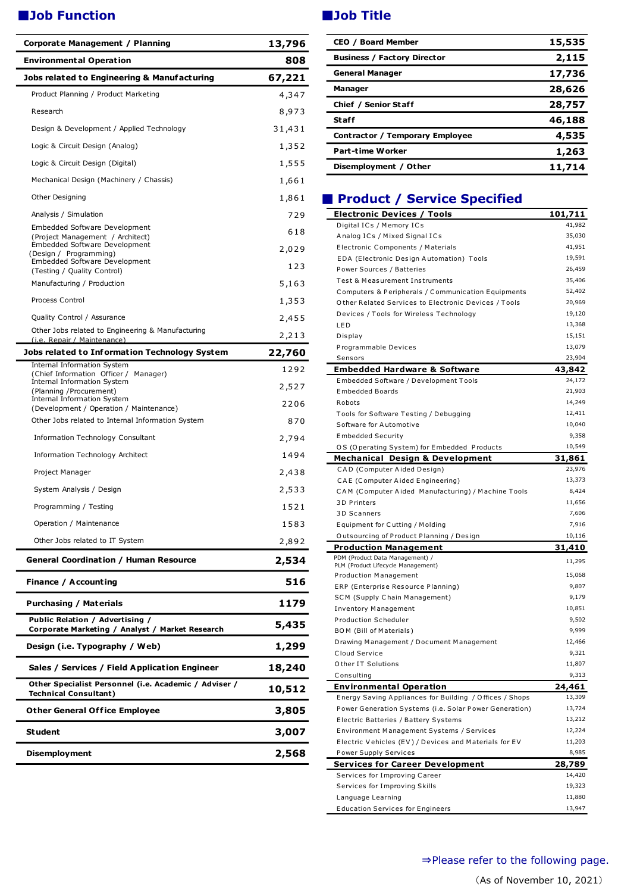## ■Job Function

| Corporate Management / Planning | 13,796 |
|---|---|
| **Environmental Operation** | **808** |
| **Jobs related to Engineering & Manufacturing** | **67,221** |
| Product Planning / Product Marketing | 4,347 |
| Research | 8,973 |
| Design & Development / Applied Technology | 31,431 |
| Logic & Circuit Design (Analog) | 1,352 |
| Logic & Circuit Design (Digital) | 1,555 |
| Mechanical Design (Machinery / Chassis) | 1,661 |
| Other Designing | 1,861 |
| Analysis / Simulation | 729 |
| Embedded Software Development (Project Management / Architect) | 618 |
| Embedded Software Development (Design / Programming) | 2,029 |
| Embedded Software Development (Testing / Quality Control) | 123 |
| Manufacturing / Production | 5,163 |
| Process Control | 1,353 |
| Quality Control / Assurance | 2,455 |
| Other Jobs related to Engineering & Manufacturing (i.e. Repair / Maintenance) | 2,213 |
| **Jobs related to Information Technology System** | **22,760** |
| Internal Information System (Chief Information Officer / Manager) | 1292 |
| Internal Information System (Planning /Procurement) | 2,527 |
| Internal Information System (Development / Operation / Maintenance) | 2206 |
| Other Jobs related to Internal Information System | 870 |
| Information Technology Consultant | 2,794 |
| Information Technology Architect | 1494 |
| Project Manager | 2,438 |
| System Analysis / Design | 2,533 |
| Programming / Testing | 1521 |
| Operation / Maintenance | 1583 |
| Other Jobs related to IT System | 2,892 |
| **General Coordination / Human Resource** | **2,534** |
| **Finance / Accounting** | **516** |
| **Purchasing / Materials** | **1179** |
| **Public Relation / Advertising / Corporate Marketing / Analyst / Market Research** | **5,435** |
| **Design (i.e. Typography / Web)** | **1,299** |
| **Sales / Services / Field Application Engineer** | **18,240** |
| **Other Specialist Personnel (i.e. Academic / Adviser / Technical Consultant)** | **10,512** |
| **Other General Office Employee** | **3,805** |
| **Student** | **3,007** |
| **Disemployment** | **2,568** |

## ■Job Title

| CEO / Board Member | 15,535 |
|---|---|
| Business / Factory Director | 2,115 |
| General Manager | 17,736 |
| Manager | 28,626 |
| Chief / Senior Staff | 28,757 |
| Staff | 46,188 |
| Contractor / Temporary Employee | 4,535 |
| Part-time Worker | 1,263 |
| Disemployment / Other | 11,714 |

## ■ Product / Service Specified

| **Electronic Devices / Tools** | **101,711** |
|---|---|
| Digital ICs / Memory ICs | 41,982 |
| Analog ICs / Mixed Signal ICs | 35,030 |
| Electronic Components / Materials | 41,951 |
| EDA (Electronic Design Automation) Tools | 19,591 |
| Power Sources / Batteries | 26,459 |
| Test & Measurement Instruments | 35,406 |
| Computers & Peripherals / Communication Equipments | 52,402 |
| Other Related Services to Electronic Devices / Tools | 20,969 |
| Devices / Tools for Wireless Technology | 19,120 |
| LED | 13,368 |
| Display | 15,151 |
| Programmable Devices | 13,079 |
| Sensors | 23,904 |
| **Embedded Hardware & Software** | **43,842** |
| Embedded Software / Development Tools | 24,172 |
| Embedded Boards | 21,903 |
| Robots | 14,249 |
| Tools for Software Testing / Debugging | 12,411 |
| Software for Automotive | 10,040 |
| Embedded Security | 9,358 |
| OS (Operating System) for Embedded Products | 10,549 |
| **Mechanical Design & Development** | **31,861** |
| CAD (Computer Aided Design) | 23,976 |
| CAE (Computer Aided Engineering) | 13,373 |
| CAM (Computer Aided Manufacturing) / Machine Tools | 8,424 |
| 3D Printers | 11,656 |
| 3D Scanners | 7,606 |
| Equipment for Cutting / Molding | 7,916 |
| Outsourcing of Product Planning / Design | 10,116 |
| **Production Management** | **31,410** |
| PDM (Product Data Management) / PLM (Product Lifecycle Management) | 11,295 |
| Production Management | 15,068 |
| ERP (Enterprise Resource Planning) | 9,807 |
| SCM (Supply Chain Management) | 9,179 |
| Inventory Management | 10,851 |
| Production Scheduler | 9,502 |
| BOM (Bill of Materials) | 9,999 |
| Drawing Management / Document Management | 12,466 |
| Cloud Service | 9,321 |
| Other IT Solutions | 11,807 |
| Consulting | 9,313 |
| **Environmental Operation** | **24,461** |
| Energy Saving Appliances for Building / Offices / Shops | 13,309 |
| Power Generation Systems (i.e. Solar Power Generation) | 13,724 |
| Electric Batteries / Battery Systems | 13,212 |
| Environment Management Systems / Services | 12,224 |
| Electric Vehicles (EV) / Devices and Materials for EV | 11,203 |
| Power Supply Services | 8,985 |
| **Services for Career Development** | **28,789** |
| Services for Improving Career | 14,420 |
| Services for Improving Skills | 19,323 |
| Language Learning | 11,880 |
| Education Services for Engineers | 13,947 |

⇒Please refer to the following page.

（As of November 10, 2021）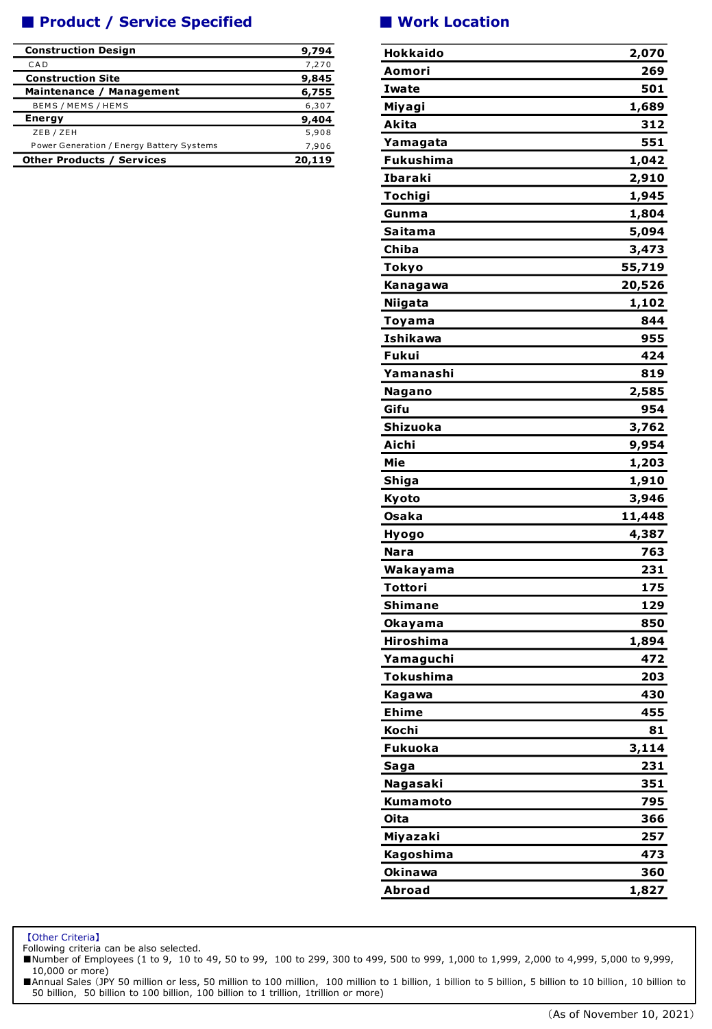## ■ Product / Service Specified

| | |
|---|---|
| **Construction Design** | **9,794** |
| CAD | 7,270 |
| **Construction Site** | **9,845** |
| **Maintenance / Management** | **6,755** |
| BEMS / MEMS / HEMS | 6,307 |
| **Energy** | **9,404** |
| ZEB / ZEH | 5,908 |
| Power Generation / Energy Battery Systems | 7,906 |
| **Other Products / Services** | **20,119** |

## ■ Work Location

| | |
|---|---|
| **Hokkaido** | **2,070** |
| **Aomori** | **269** |
| **Iwate** | **501** |
| **Miyagi** | **1,689** |
| **Akita** | **312** |
| **Yamagata** | **551** |
| **Fukushima** | **1,042** |
| **Ibaraki** | **2,910** |
| **Tochigi** | **1,945** |
| **Gunma** | **1,804** |
| **Saitama** | **5,094** |
| **Chiba** | **3,473** |
| **Tokyo** | **55,719** |
| **Kanagawa** | **20,526** |
| **Niigata** | **1,102** |
| **Toyama** | **844** |
| **Ishikawa** | **955** |
| **Fukui** | **424** |
| **Yamanashi** | **819** |
| **Nagano** | **2,585** |
| **Gifu** | **954** |
| **Shizuoka** | **3,762** |
| **Aichi** | **9,954** |
| **Mie** | **1,203** |
| **Shiga** | **1,910** |
| **Kyoto** | **3,946** |
| **Osaka** | **11,448** |
| **Hyogo** | **4,387** |
| **Nara** | **763** |
| **Wakayama** | **231** |
| **Tottori** | **175** |
| **Shimane** | **129** |
| **Okayama** | **850** |
| **Hiroshima** | **1,894** |
| **Yamaguchi** | **472** |
| **Tokushima** | **203** |
| **Kagawa** | **430** |
| **Ehime** | **455** |
| **Kochi** | **81** |
| **Fukuoka** | **3,114** |
| **Saga** | **231** |
| **Nagasaki** | **351** |
| **Kumamoto** | **795** |
| **Oita** | **366** |
| **Miyazaki** | **257** |
| **Kagoshima** | **473** |
| **Okinawa** | **360** |
| **Abroad** | **1,827** |

【Other Criteria】

Following criteria can be also selected.

■Number of Employees (1 to 9, 10 to 49, 50 to 99, 100 to 299, 300 to 499, 500 to 999, 1,000 to 1,999, 2,000 to 4,999, 5,000 to 9,999, 10,000 or more)

■Annual Sales (JPY 50 million or less, 50 million to 100 million, 100 million to 1 billion, 1 billion to 5 billion, 5 billion to 10 billion, 10 billion to 50 billion, 50 billion to 100 billion, 100 billion to 1 trillion, 1trillion or more)

（As of November 10, 2021）